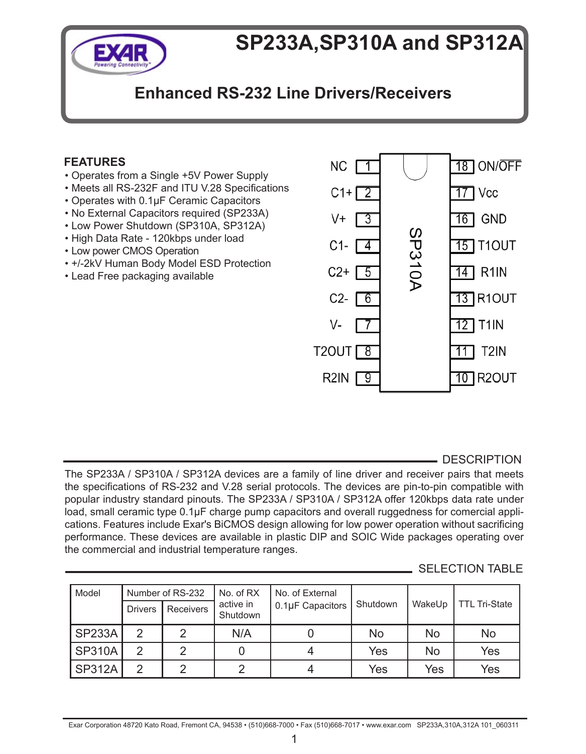# SP233A,SP310A and SP312A

## Enhanced RS-232 Line Drivers/Receivers

### FEATURES

- Operates from a Single +5V Power Supply
- Meets all RS-232F and ITU V.28 Specifications
- Operates with 0.1µF Ceramic Capacitors
- No External Capacitors required (SP233A)
- Low Power Shutdown (SP310A, SP312A)
- High Data Rate - 120kbps under load
- Low power CMOS Operation
- +/-2kV Human Body Model ESD Protection
- Lead Free packaging available

| Pin | Name | Pin | Name |
|---|---|---|---|
| 1 | NC | 18 | ON/$\overline{\text{OFF}}$ |
| 2 | C1+ | 17 | Vcc |
| 3 | V+ | 16 | GND |
| 4 | C1- | 15 | T1OUT |
| 5 | C2+ | 14 | R1IN |
| 6 | C2- | 13 | R1OUT |
| 7 | V- | 12 | T1IN |
| 8 | T2OUT | 11 | T2IN |
| 9 | R2IN | 10 | R2OUT |

SP310A

### DESCRIPTION

The SP233A / SP310A / SP312A devices are a family of line driver and receiver pairs that meets the specifications of RS-232 and V.28 serial protocols. The devices are pin-to-pin compatible with popular industry standard pinouts. The SP233A / SP310A / SP312A offer 120kbps data rate under load, small ceramic type 0.1µF charge pump capacitors and overall ruggedness for comercial applications. Features include Exar's BiCMOS design allowing for low power operation without sacrificing performance. These devices are available in plastic DIP and SOIC Wide packages operating over the commercial and industrial temperature ranges.

### SELECTION TABLE

| Model | Number of RS-232 | | No. of RX active in Shutdown | No. of External 0.1µF Capacitors | Shutdown | WakeUp | TTL Tri-State |
|---|---|---|---|---|---|---|---|
| | Drivers | Receivers | | | | | |
| SP233A | 2 | 2 | N/A | 0 | No | No | No |
| SP310A | 2 | 2 | 0 | 4 | Yes | No | Yes |
| SP312A | 2 | 2 | 2 | 4 | Yes | Yes | Yes |

Exar Corporation 48720 Kato Road, Fremont CA, 94538 • (510)668-7000 • Fax (510)668-7017 • www.exar.com SP233A,310A,312A 101_060311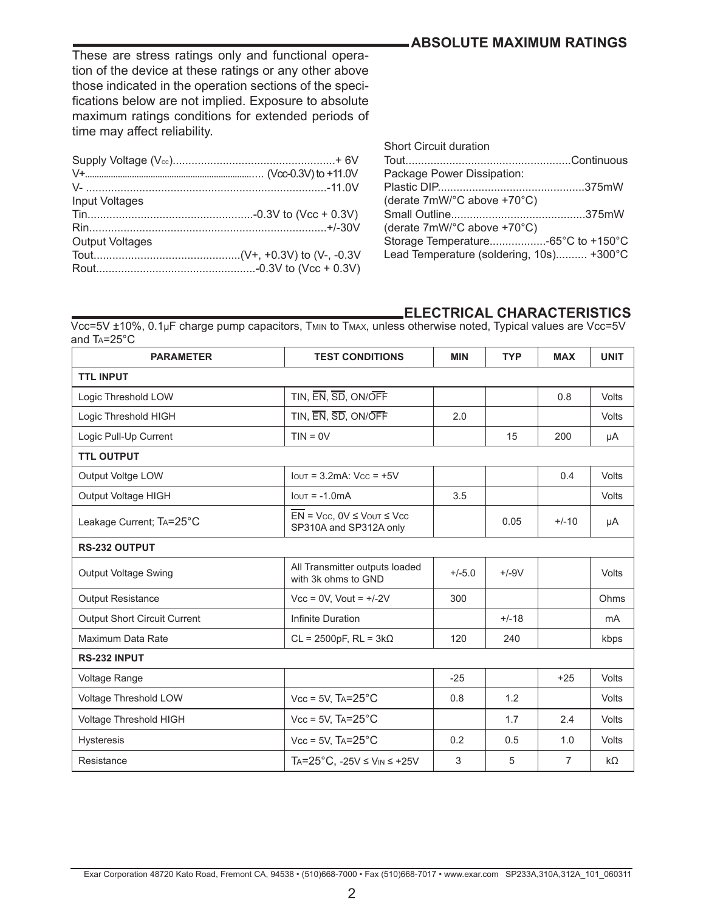## ABSOLUTE MAXIMUM RATINGS

These are stress ratings only and functional operation of the device at these ratings or any other above those indicated in the operation sections of the specifications below are not implied. Exposure to absolute maximum ratings conditions for extended periods of time may affect reliability.

Supply Voltage ($V_{cc}$)....................................................+ 6V
V+.......................................................................... ($V_{cc}$-0.3V) to +11.0V
V- .............................................................................-11.0V
Input Voltages
Tin.....................................................-0.3V to (Vcc + 0.3V)
Rin...........................................................................+/-30V
Output Voltages
Tout...............................................(V+, +0.3V) to (V-, -0.3V
Rout...................................................-0.3V to (Vcc + 0.3V)

Short Circuit duration
Tout....................................................Continuous
Package Power Dissipation:
Plastic DIP..............................................375mW
(derate 7mW/°C above +70°C)
Small Outline...........................................375mW
(derate 7mW/°C above +70°C)
Storage Temperature..................-65°C to +150°C
Lead Temperature (soldering, 10s).......... +300°C

## ELECTRICAL CHARACTERISTICS

Vcc=5V ±10%, 0.1µF charge pump capacitors, $T_{MIN}$ to $T_{MAX}$, unless otherwise noted, Typical values are Vcc=5V and $T_A$=25°C

| PARAMETER | TEST CONDITIONS | MIN | TYP | MAX | UNIT |
|---|---|---|---|---|---|
| **TTL INPUT** | | | | | |
| Logic Threshold LOW | TIN, $\overline{EN}$, $\overline{SD}$, ON/$\overline{OFF}$ | | | 0.8 | Volts |
| Logic Threshold HIGH | TIN, $\overline{EN}$, $\overline{SD}$, ON/$\overline{OFF}$ | 2.0 | | | Volts |
| Logic Pull-Up Current | TIN = 0V | | 15 | 200 | µA |
| **TTL OUTPUT** | | | | | |
| Output Voltge LOW | $I_{OUT}$ = 3.2mA: $V_{CC}$ = +5V | | | 0.4 | Volts |
| Output Voltage HIGH | $I_{OUT}$ = -1.0mA | 3.5 | | | Volts |
| Leakage Current; $T_A$=25°C | $\overline{EN}$ = $V_{CC}$, 0V ≤ $V_{OUT}$ ≤ Vcc SP310A and SP312A only | | 0.05 | +/-10 | µA |
| **RS-232 OUTPUT** | | | | | |
| Output Voltage Swing | All Transmitter outputs loaded with 3k ohms to GND | +/-5.0 | +/-9V | | Volts |
| Output Resistance | Vcc = 0V, Vout = +/-2V | 300 | | | Ohms |
| Output Short Circuit Current | Infinite Duration | | +/-18 | | mA |
| Maximum Data Rate | CL = 2500pF, RL = 3kΩ | 120 | 240 | | kbps |
| **RS-232 INPUT** | | | | | |
| Voltage Range | | -25 | | +25 | Volts |
| Voltage Threshold LOW | Vcc = 5V, $T_A$=25°C | 0.8 | 1.2 | | Volts |
| Voltage Threshold HIGH | Vcc = 5V, $T_A$=25°C | | 1.7 | 2.4 | Volts |
| Hysteresis | Vcc = 5V, $T_A$=25°C | 0.2 | 0.5 | 1.0 | Volts |
| Resistance | $T_A$=25°C, -25V ≤ $V_{IN}$ ≤ +25V | 3 | 5 | 7 | kΩ |

Exar Corporation 48720 Kato Road, Fremont CA, 94538 • (510)668-7000 • Fax (510)668-7017 • www.exar.com SP233A,310A,312A_101_060311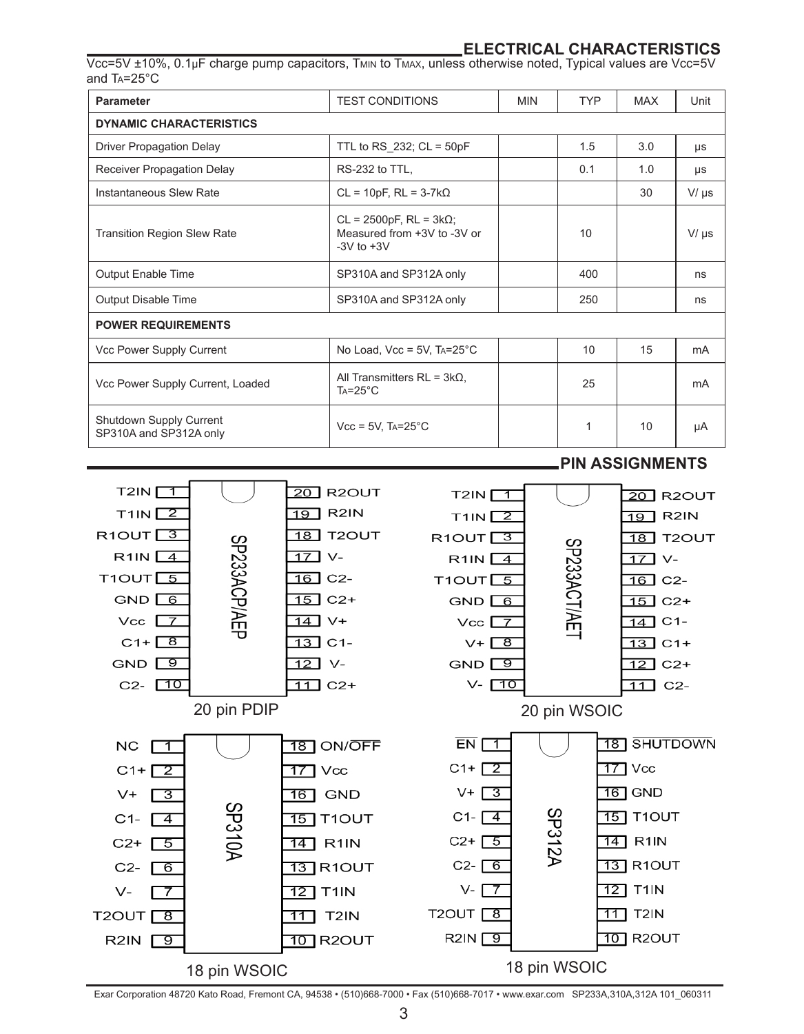## ELECTRICAL CHARACTERISTICS

Vcc=5V ±10%, 0.1µF charge pump capacitors, $T_{MIN}$ to $T_{MAX}$, unless otherwise noted, Typical values are Vcc=5V and $T_A$=25°C

| Parameter | TEST CONDITIONS | MIN | TYP | MAX | Unit |
|---|---|---|---|---|---|
| **DYNAMIC CHARACTERISTICS** | | | | | |
| Driver Propagation Delay | TTL to RS_232; CL = 50pF | | 1.5 | 3.0 | µs |
| Receiver Propagation Delay | RS-232 to TTL, | | 0.1 | 1.0 | µs |
| Instantaneous Slew Rate | CL = 10pF, RL = 3-7kΩ | | | 30 | V/ µs |
| Transition Region Slew Rate | CL = 2500pF, RL = 3kΩ; Measured from +3V to -3V or -3V to +3V | | 10 | | V/ µs |
| Output Enable Time | SP310A and SP312A only | | 400 | | ns |
| Output Disable Time | SP310A and SP312A only | | 250 | | ns |
| **POWER REQUIREMENTS** | | | | | |
| Vcc Power Supply Current | No Load, Vcc = 5V, $T_A$=25°C | | 10 | 15 | mA |
| Vcc Power Supply Current, Loaded | All Transmitters RL = 3kΩ, $T_A$=25°C | | 25 | | mA |
| Shutdown Supply Current SP310A and SP312A only | Vcc = 5V, $T_A$=25°C | | 1 | 10 | µA |

## PIN ASSIGNMENTS

**SP233ACP/AEP — 20 pin PDIP**

| Pin | Name | Pin | Name |
|---|---|---|---|
| 1 | T2IN | 20 | R2OUT |
| 2 | T1IN | 19 | R2IN |
| 3 | R1OUT | 18 | T2OUT |
| 4 | R1IN | 17 | V- |
| 5 | T1OUT | 16 | C2- |
| 6 | GND | 15 | C2+ |
| 7 | Vcc | 14 | V+ |
| 8 | C1+ | 13 | C1- |
| 9 | GND | 12 | V- |
| 10 | C2- | 11 | C2+ |

**SP233ACT/AET — 20 pin WSOIC**

| Pin | Name | Pin | Name |
|---|---|---|---|
| 1 | T2IN | 20 | R2OUT |
| 2 | T1IN | 19 | R2IN |
| 3 | R1OUT | 18 | T2OUT |
| 4 | R1IN | 17 | V- |
| 5 | T1OUT | 16 | C2- |
| 6 | GND | 15 | C2+ |
| 7 | Vcc | 14 | C1- |
| 8 | V+ | 13 | C1+ |
| 9 | GND | 12 | C2+ |
| 10 | V- | 11 | C2- |

**SP310A — 18 pin WSOIC**

| Pin | Name | Pin | Name |
|---|---|---|---|
| 1 | NC | 18 | ON/$\overline{\text{OFF}}$ |
| 2 | C1+ | 17 | Vcc |
| 3 | V+ | 16 | GND |
| 4 | C1- | 15 | T1OUT |
| 5 | C2+ | 14 | R1IN |
| 6 | C2- | 13 | R1OUT |
| 7 | V- | 12 | T1IN |
| 8 | T2OUT | 11 | T2IN |
| 9 | R2IN | 10 | R2OUT |

**SP312A — 18 pin WSOIC**

| Pin | Name | Pin | Name |
|---|---|---|---|
| 1 | $\overline{\text{EN}}$ | 18 | $\overline{\text{SHUTDOWN}}$ |
| 2 | C1+ | 17 | Vcc |
| 3 | V+ | 16 | GND |
| 4 | C1- | 15 | T1OUT |
| 5 | C2+ | 14 | R1IN |
| 6 | C2- | 13 | R1OUT |
| 7 | V- | 12 | T1IN |
| 8 | T2OUT | 11 | T2IN |
| 9 | R2IN | 10 | R2OUT |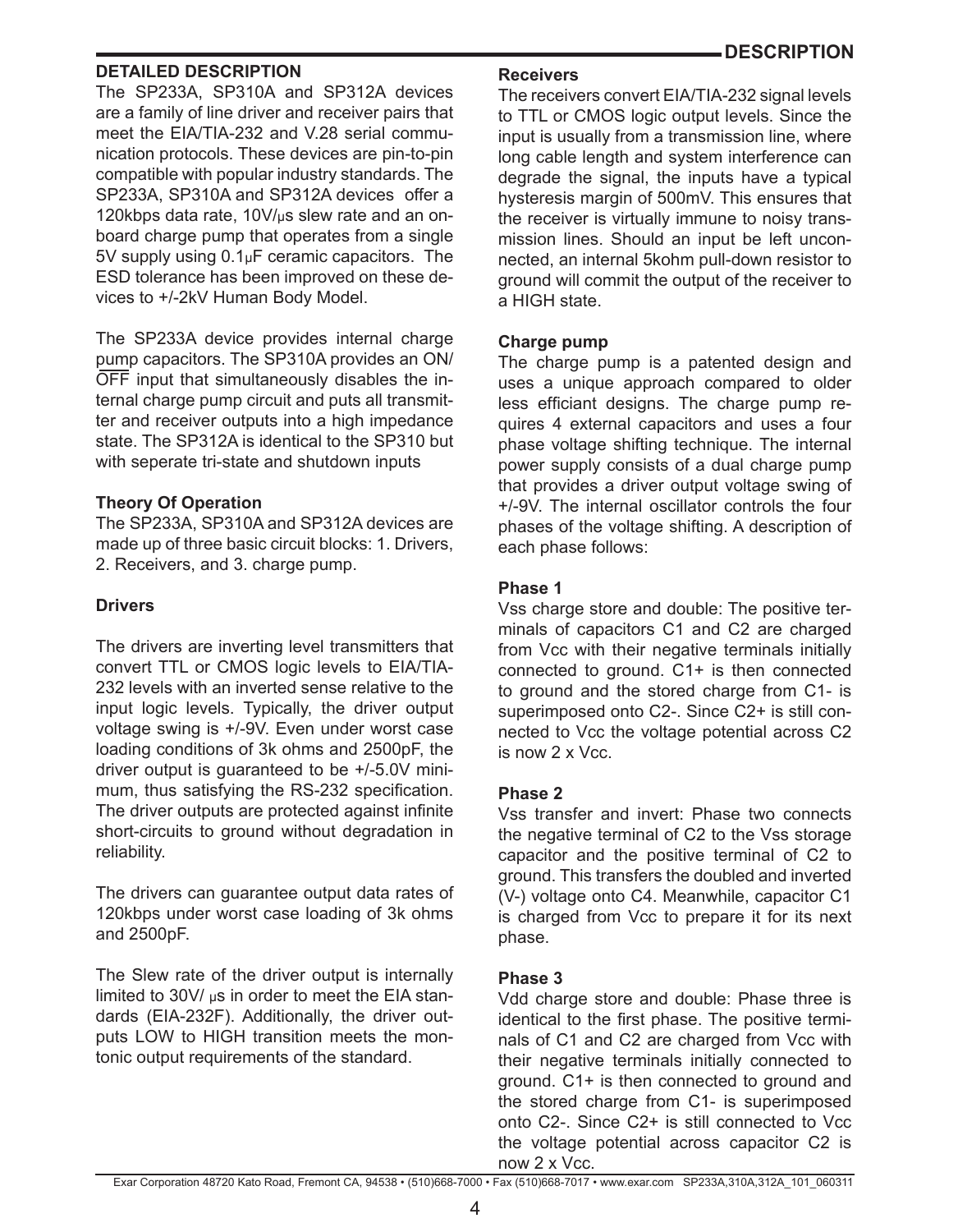## DETAILED DESCRIPTION

The SP233A, SP310A and SP312A devices are a family of line driver and receiver pairs that meet the EIA/TIA-232 and V.28 serial communication protocols. These devices are pin-to-pin compatible with popular industry standards. The SP233A, SP310A and SP312A devices offer a 120kbps data rate, 10V/µs slew rate and an onboard charge pump that operates from a single 5V supply using 0.1µF ceramic capacitors. The ESD tolerance has been improved on these devices to +/-2kV Human Body Model.

The SP233A device provides internal charge pump capacitors. The SP310A provides an ON/$\overline{\text{OFF}}$ input that simultaneously disables the internal charge pump circuit and puts all transmitter and receiver outputs into a high impedance state. The SP312A is identical to the SP310 but with seperate tri-state and shutdown inputs

### Theory Of Operation

The SP233A, SP310A and SP312A devices are made up of three basic circuit blocks: 1. Drivers, 2. Receivers, and 3. charge pump.

### Drivers

The drivers are inverting level transmitters that convert TTL or CMOS logic levels to EIA/TIA-232 levels with an inverted sense relative to the input logic levels. Typically, the driver output voltage swing is +/-9V. Even under worst case loading conditions of 3k ohms and 2500pF, the driver output is guaranteed to be +/-5.0V minimum, thus satisfying the RS-232 specification. The driver outputs are protected against infinite short-circuits to ground without degradation in reliability.

The drivers can guarantee output data rates of 120kbps under worst case loading of 3k ohms and 2500pF.

The Slew rate of the driver output is internally limited to 30V/ µs in order to meet the EIA standards (EIA-232F). Additionally, the driver outputs LOW to HIGH transition meets the montonic output requirements of the standard.

### Receivers

The receivers convert EIA/TIA-232 signal levels to TTL or CMOS logic output levels. Since the input is usually from a transmission line, where long cable length and system interference can degrade the signal, the inputs have a typical hysteresis margin of 500mV. This ensures that the receiver is virtually immune to noisy transmission lines. Should an input be left unconnected, an internal 5kohm pull-down resistor to ground will commit the output of the receiver to a HIGH state.

### Charge pump

The charge pump is a patented design and uses a unique approach compared to older less efficiant designs. The charge pump requires 4 external capacitors and uses a four phase voltage shifting technique. The internal power supply consists of a dual charge pump that provides a driver output voltage swing of +/-9V. The internal oscillator controls the four phases of the voltage shifting. A description of each phase follows:

### Phase 1

Vss charge store and double: The positive terminals of capacitors C1 and C2 are charged from Vcc with their negative terminals initially connected to ground. C1+ is then connected to ground and the stored charge from C1- is superimposed onto C2-. Since C2+ is still connected to Vcc the voltage potential across C2 is now 2 x Vcc.

### Phase 2

Vss transfer and invert: Phase two connects the negative terminal of C2 to the Vss storage capacitor and the positive terminal of C2 to ground. This transfers the doubled and inverted (V-) voltage onto C4. Meanwhile, capacitor C1 is charged from Vcc to prepare it for its next phase.

### Phase 3

Vdd charge store and double: Phase three is identical to the first phase. The positive terminals of C1 and C2 are charged from Vcc with their negative terminals initially connected to ground. C1+ is then connected to ground and the stored charge from C1- is superimposed onto C2-. Since C2+ is still connected to Vcc the voltage potential across capacitor C2 is now 2 x Vcc.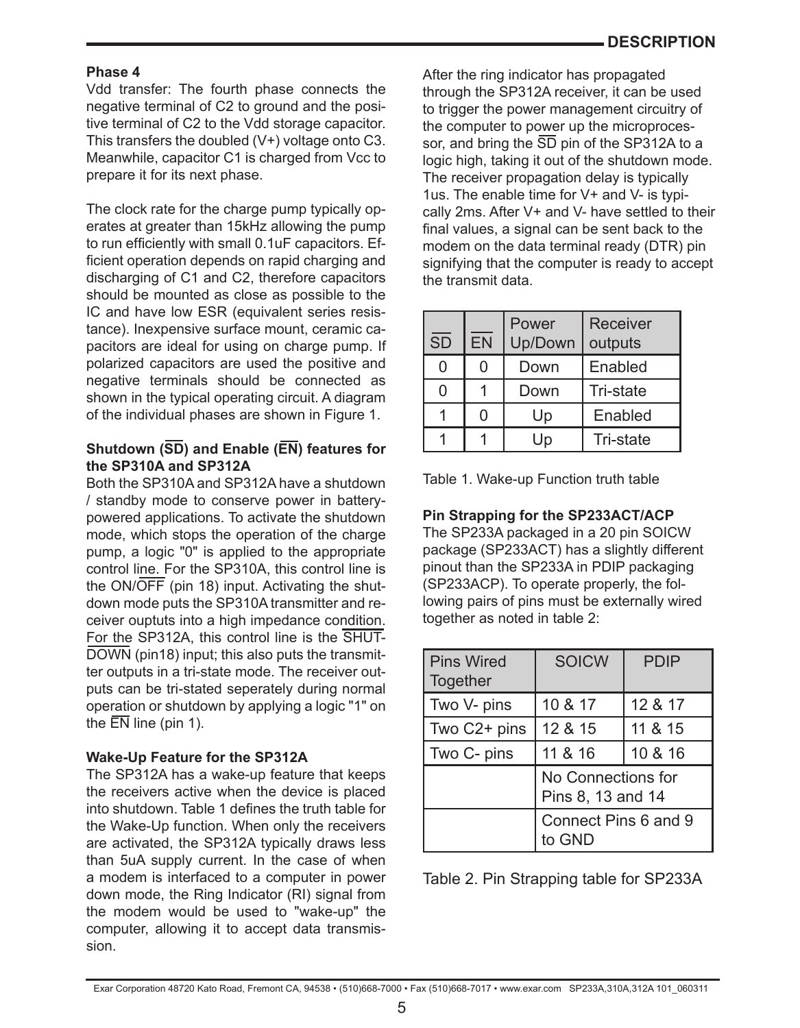### Phase 4

Vdd transfer: The fourth phase connects the negative terminal of C2 to ground and the positive terminal of C2 to the Vdd storage capacitor. This transfers the doubled (V+) voltage onto C3. Meanwhile, capacitor C1 is charged from Vcc to prepare it for its next phase.

The clock rate for the charge pump typically operates at greater than 15kHz allowing the pump to run efficiently with small 0.1uF capacitors. Efficient operation depends on rapid charging and discharging of C1 and C2, therefore capacitors should be mounted as close as possible to the IC and have low ESR (equivalent series resistance). Inexpensive surface mount, ceramic capacitors are ideal for using on charge pump. If polarized capacitors are used the positive and negative terminals should be connected as shown in the typical operating circuit. A diagram of the individual phases are shown in Figure 1.

### Shutdown ($\overline{SD}$) and Enable ($\overline{EN}$) features for the SP310A and SP312A

Both the SP310A and SP312A have a shutdown / standby mode to conserve power in battery-powered applications. To activate the shutdown mode, which stops the operation of the charge pump, a logic "0" is applied to the appropriate control line. For the SP310A, this control line is the ON/$\overline{OFF}$ (pin 18) input. Activating the shutdown mode puts the SP310A transmitter and receiver ouputs into a high impedance condition. For the SP312A, this control line is the $\overline{SHUTDOWN}$ (pin18) input; this also puts the transmitter outputs in a tri-state mode. The receiver outputs can be tri-stated seperately during normal operation or shutdown by applying a logic "1" on the $\overline{EN}$ line (pin 1).

### Wake-Up Feature for the SP312A

The SP312A has a wake-up feature that keeps the receivers active when the device is placed into shutdown. Table 1 defines the truth table for the Wake-Up function. When only the receivers are activated, the SP312A typically draws less than 5uA supply current. In the case of when a modem is interfaced to a computer in power down mode, the Ring Indicator (RI) signal from the modem would be used to "wake-up" the computer, allowing it to accept data transmission.

After the ring indicator has propagated through the SP312A receiver, it can be used to trigger the power management circuitry of the computer to power up the microprocessor, and bring the $\overline{SD}$ pin of the SP312A to a logic high, taking it out of the shutdown mode. The receiver propagation delay is typically 1us. The enable time for V+ and V- is typically 2ms. After V+ and V- have settled to their final values, a signal can be sent back to the modem on the data terminal ready (DTR) pin signifying that the computer is ready to accept the transmit data.

| $\overline{SD}$ | $\overline{EN}$ | Power Up/Down | Receiver outputs |
|---|---|---|---|
| 0 | 0 | Down | Enabled |
| 0 | 1 | Down | Tri-state |
| 1 | 0 | Up | Enabled |
| 1 | 1 | Up | Tri-state |

Table 1. Wake-up Function truth table

### Pin Strapping for the SP233ACT/ACP

The SP233A packaged in a 20 pin SOICW package (SP233ACT) has a slightly different pinout than the SP233A in PDIP packaging (SP233ACP). To operate properly, the following pairs of pins must be externally wired together as noted in table 2:

| Pins Wired Together | SOICW | PDIP |
|---|---|---|
| Two V- pins | 10 & 17 | 12 & 17 |
| Two C2+ pins | 12 & 15 | 11 & 15 |
| Two C- pins | 11 & 16 | 10 & 16 |
| | No Connections for Pins 8, 13 and 14 | |
| | Connect Pins 6 and 9 to GND | |

Table 2. Pin Strapping table for SP233A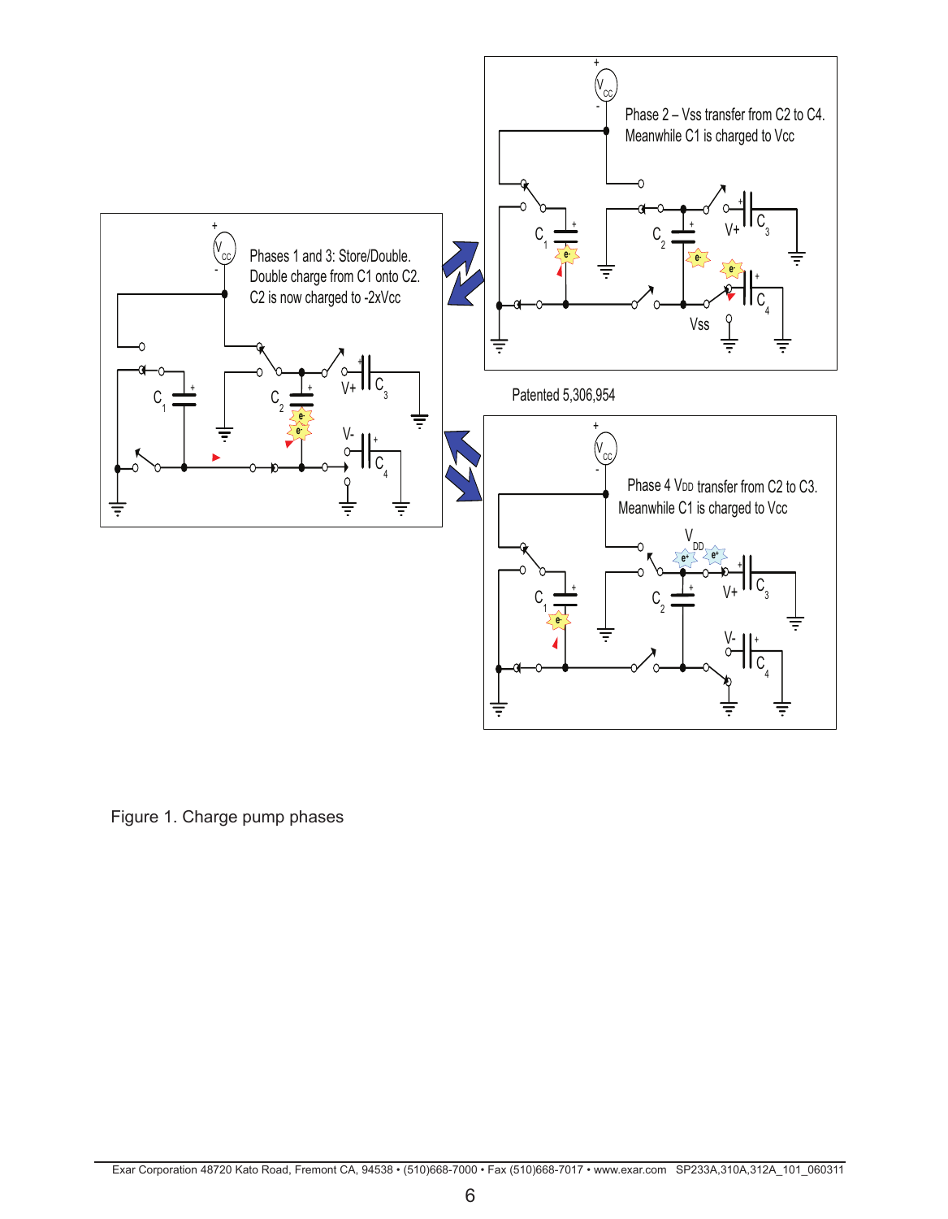Phases 1 and 3: Store/Double. Double charge from C1 onto C2. C2 is now charged to -2xVcc

Phase 2 – Vss transfer from C2 to C4. Meanwhile C1 is charged to Vcc

Patented 5,306,954

Phase 4 VDD transfer from C2 to C3. Meanwhile C1 is charged to Vcc

Figure 1. Charge pump phases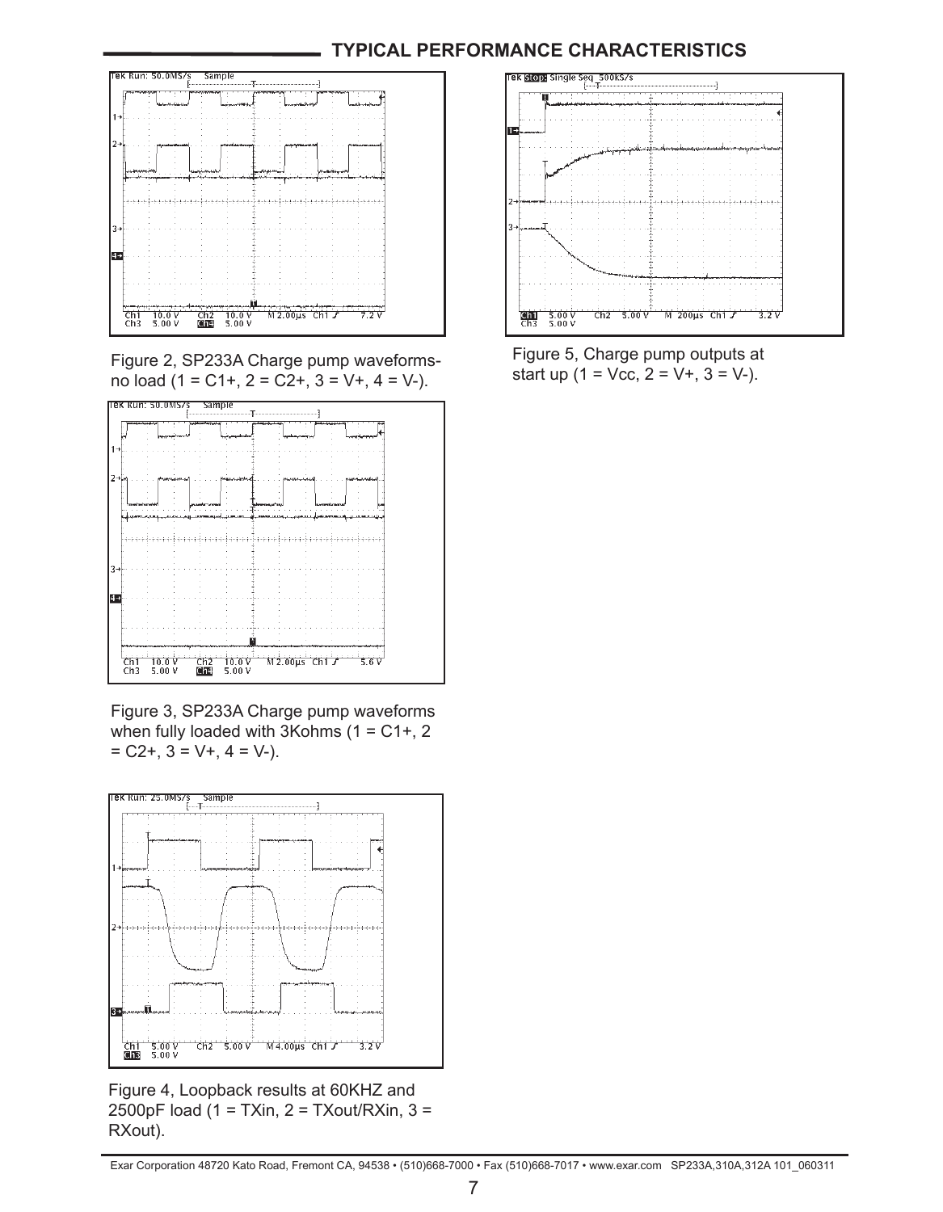## TYPICAL PERFORMANCE CHARACTERISTICS

Figure 2, SP233A Charge pump waveforms-no load (1 = C1+, 2 = C2+, 3 = V+, 4 = V-).

Figure 3, SP233A Charge pump waveforms when fully loaded with 3Kohms (1 = C1+, 2 = C2+, 3 = V+, 4 = V-).

Figure 4, Loopback results at 60KHZ and 2500pF load (1 = TXin, 2 = TXout/RXin, 3 = RXout).

Figure 5, Charge pump outputs at start up (1 = Vcc, 2 = V+, 3 = V-).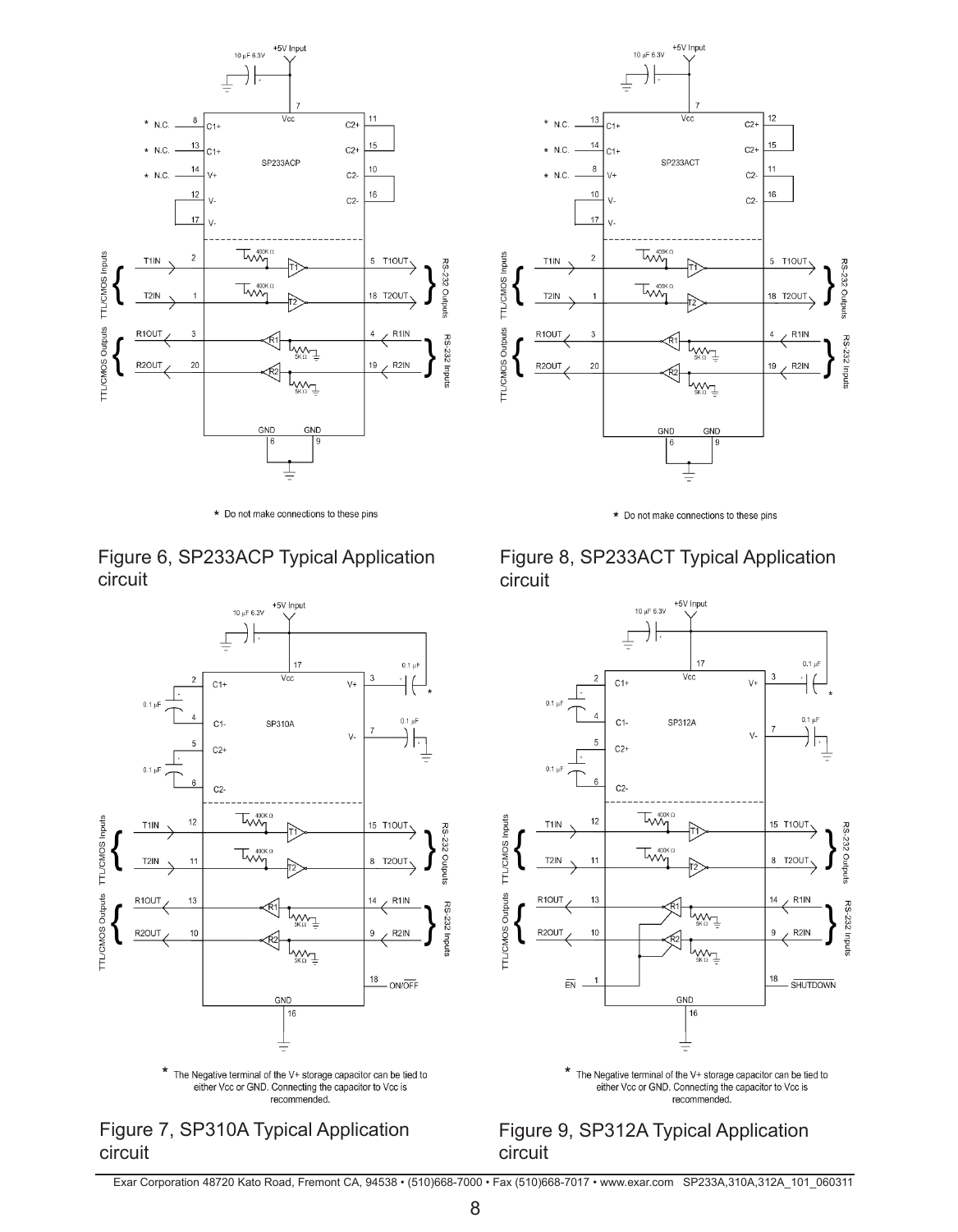\* Do not make connections to these pins

Figure 6, SP233ACP Typical Application circuit

\* Do not make connections to these pins

Figure 8, SP233ACT Typical Application circuit

\* The Negative terminal of the V+ storage capacitor can be tied to either Vcc or GND. Connecting the capacitor to Vcc is recommended.

Figure 7, SP310A Typical Application circuit

\* The Negative terminal of the V+ storage capacitor can be tied to either Vcc or GND. Connecting the capacitor to Vcc is recommended.

Figure 9, SP312A Typical Application circuit

Exar Corporation 48720 Kato Road, Fremont CA, 94538 • (510)668-7000 • Fax (510)668-7017 • www.exar.com SP233A,310A,312A_101_060311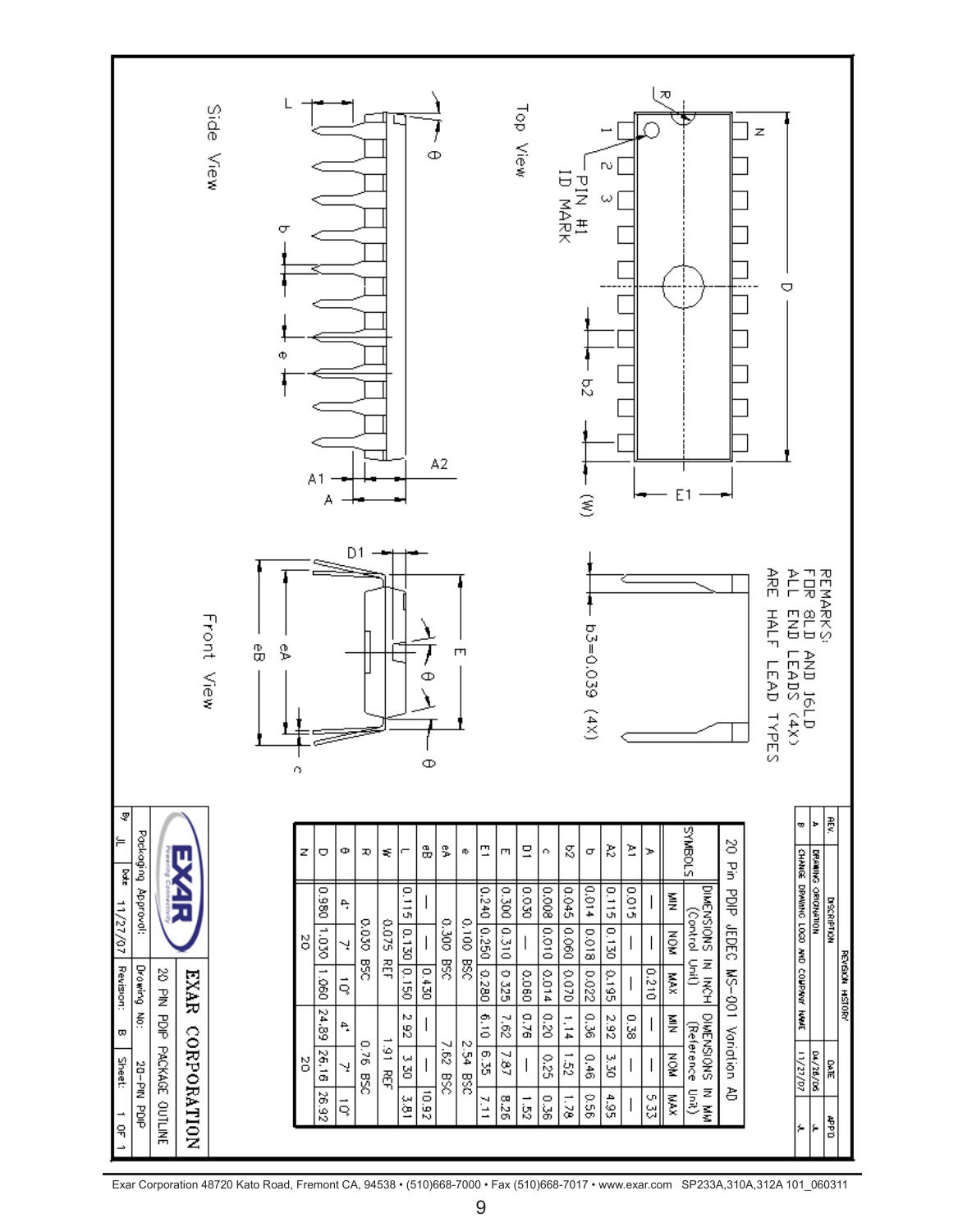# 20 Pin PDIP JEDEC MS-001 Variation AD

| SYMBOLS | DIMENSIONS IN INCH (Control Unit) | | | DIMENSIONS IN MM (Reference Unit) | | |
|---|---|---|---|---|---|---|
| | MIN | NOM | MAX | MIN | NOM | MAX |
| A | — | — | 0.210 | — | — | 5.33 |
| A1 | 0.015 | — | — | 0.38 | — | — |
| A2 | 0.115 | 0.130 | 0.195 | 2.92 | 3.30 | 4.95 |
| b | 0.014 | 0.018 | 0.022 | 0.36 | 0.46 | 0.56 |
| b2 | 0.045 | 0.060 | 0.070 | 1.14 | 1.52 | 1.78 |
| c | 0.008 | 0.010 | 0.014 | 0.20 | 0.25 | 0.36 |
| D1 | 0.030 | — | 0.060 | 0.76 | — | 1.52 |
| E | 0.300 | 0.310 | 0.325 | 7.62 | 7.87 | 8.26 |
| E1 | 0.240 | 0.250 | 0.280 | 6.10 | 6.35 | 7.11 |
| e | 0.100 BSC | | | 2.54 BSC | | |
| eA | 0.300 BSC | | | 7.62 BSC | | |
| eB | — | — | 0.430 | — | — | 10.92 |
| L | 0.115 | 0.130 | 0.150 | 2.92 | 3.30 | 3.81 |
| W | 0.075 REF | | | 1.91 REF | | |
| R | 0.030 BSC | | | 0.76 BSC | | |
| θ | 4° | 7° | 10° | 4° | 7° | 10° |
| D | 0.980 | 1.030 | 1.060 | 24.89 | 26.16 | 26.92 |
| N | 20 | | | 20 | | |

Top View

Side View

Front View

PIN #1 ID MARK

b3=0.039 (4X)

REMARKS:
FOR 8LD AND 16LD
ALL END LEADS (4X)
ARE HALF LEAD TYPES

| REVISION HISTORY | | | |
|---|---|---|---|
| REV. | DESCRIPTION | DATE | APP'D |
| A | DRAWING ORIGINATION | 04/28/06 | JL |
| B | CHANGE DRAWING LOGO AND COMPANY NAME | 11/27/07 | JL |

EXAR CORPORATION

| Packaging Approval: | 20 PIN PDIP PACKAGE OUTLINE | | |
|---|---|---|---|
| | Drawing No: | 20-PIN PDIP | |
| By: JL | Date: 11/27/07 | Revision: B | Sheet: 1 OF 1 |

Exar Corporation 48720 Kato Road, Fremont CA, 94538 • (510)668-7000 • Fax (510)668-7017 • www.exar.com SP233A,310A,312A 101_060311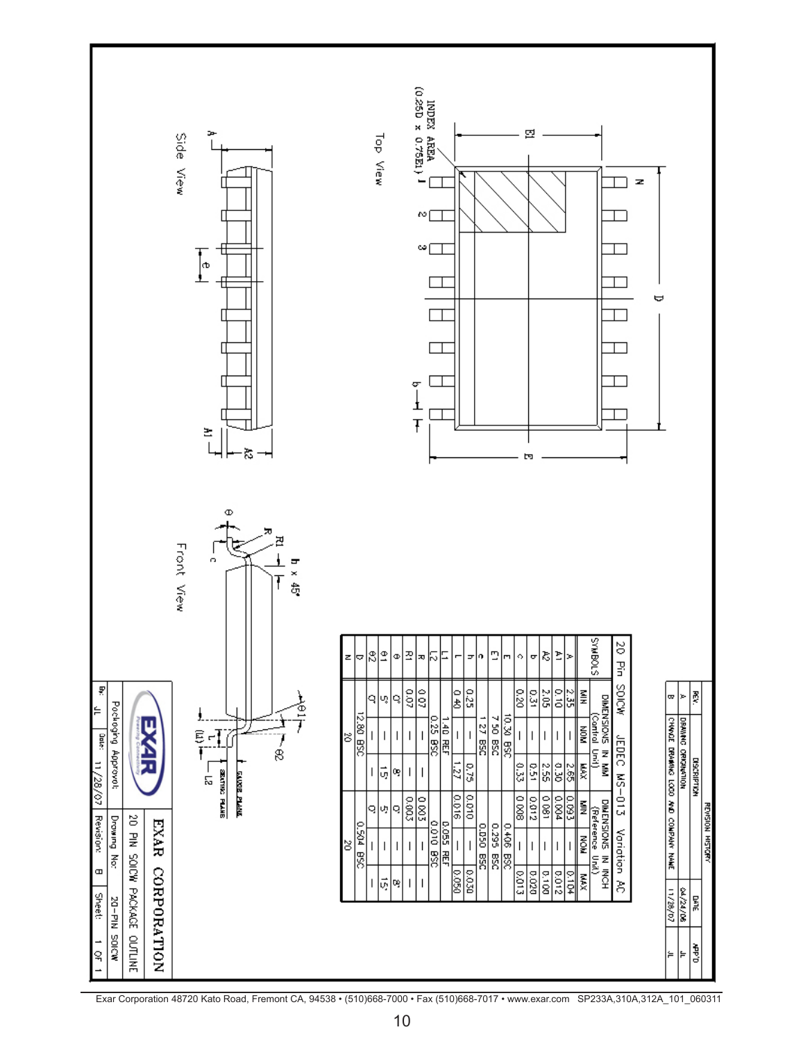## 20 Pin SOICW JEDEC MS-013 Variation AC

| SYMBOLS | DIMENSIONS IN MM (Control Unit) | | | DIMENSIONS IN INCH (Reference Unit) | | |
|---|---|---|---|---|---|---|
| | MIN | NOM | MAX | MIN | NOM | MAX |
| A | 2.35 | — | 2.65 | 0.093 | — | 0.104 |
| A1 | 0.10 | — | 0.30 | 0.004 | — | 0.012 |
| A2 | 2.05 | — | 2.55 | 0.081 | — | 0.100 |
| b | 0.31 | — | 0.51 | 0.012 | — | 0.020 |
| c | 0.20 | — | 0.33 | 0.008 | — | 0.013 |
| E | 10.30 BSC | | | 0.406 BSC | | |
| E1 | 7.50 BSC | | | 0.295 BSC | | |
| e | 1.27 BSC | | | 0.050 BSC | | |
| h | 0.25 | — | 0.75 | 0.010 | — | 0.030 |
| L | 0.40 | — | 1.27 | 0.016 | — | 0.050 |
| L1 | 1.40 REF | | | 0.055 REF | | |
| L2 | 0.25 BSC | | | 0.010 BSC | | |
| R | 0.07 | — | — | 0.003 | — | — |
| R1 | 0.07 | — | — | 0.003 | — | — |
| θ | 0° | — | 8° | 0° | — | 8° |
| θ1 | 5° | — | 15° | 5° | — | 15° |
| θ2 | 0° | — | — | 0° | — | — |
| D | 12.80 BSC | | | 0.504 BSC | | |
| N | 20 | | | 20 | | |

Top View

INDEX AREA (0.25D x 0.75E1)

Side View

Front View

h x 45°

SEATING PLANE

GAUGE PLANE

| REVISION HISTORY | | | |
|---|---|---|---|
| REV. | DESCRIPTION | DATE | APP'D |
| A | DRAWING ORIGINATION | 04/24/06 | JL |
| B | CHANGE DRAWING LOGO AND COMPANY NAME | 11/28/07 | JL |

**EXAR CORPORATION**

20 PIN SOICW PACKAGE OUTLINE

| Packaging Approval: | | Drawing No: | 20-PIN SOICW |
|---|---|---|---|
| By: JL | Date: 11/28/07 | Revision: B | Sheet: 1 OF 1 |

Exar Corporation 48720 Kato Road, Fremont CA, 94538 • (510)668-7000 • Fax (510)668-7017 • www.exar.com SP233A,310A,312A_101_060311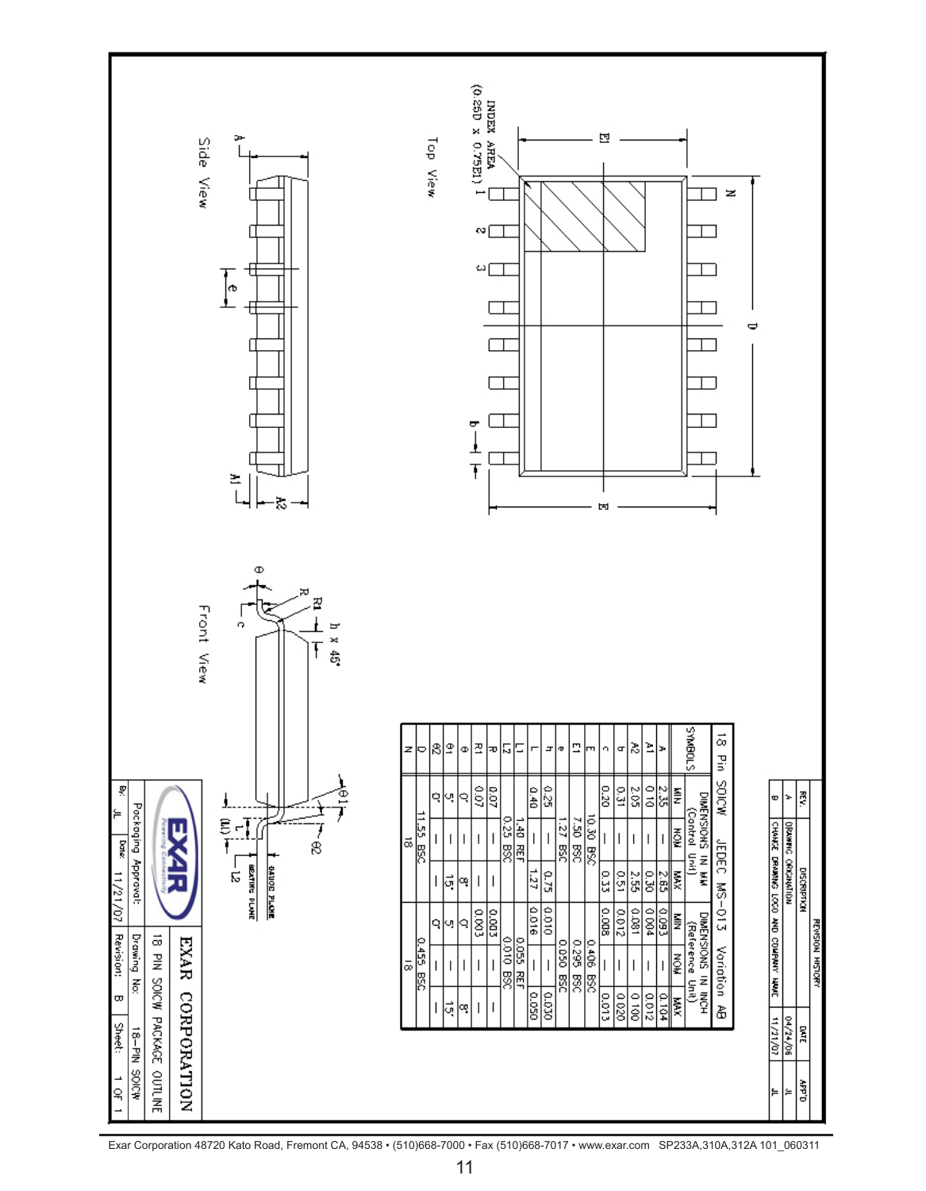## 18 Pin SOICW JEDEC MS-013 Variation AB

| SYMBOLS | DIMENSIONS IN MM (Control Unit) | | | DIMENSIONS IN INCH (Reference Unit) | | |
|---|---|---|---|---|---|---|
| | MIN | NOM | MAX | MIN | NOM | MAX |
| A | 2.35 | — | 2.65 | 0.093 | — | 0.104 |
| A1 | 0.10 | — | 0.30 | 0.004 | — | 0.012 |
| A2 | 2.05 | — | 2.55 | 0.081 | — | 0.100 |
| b | 0.31 | — | 0.51 | 0.012 | — | 0.020 |
| c | 0.20 | — | 0.33 | 0.008 | — | 0.013 |
| E | 10.30 BSC | | | 0.406 BSC | | |
| E1 | 7.50 BSC | | | 0.295 BSC | | |
| e | 1.27 BSC | | | 0.050 BSC | | |
| h | 0.25 | — | 0.75 | 0.010 | — | 0.030 |
| L | 0.40 | — | 1.27 | 0.016 | — | 0.050 |
| L1 | 1.40 REF | | | 0.055 REF | | |
| L2 | 0.25 BSC | | | 0.010 BSC | | |
| R | 0.07 | — | — | 0.003 | — | — |
| R1 | 0.07 | — | — | 0.003 | — | — |
| θ | 0° | — | 8° | 0° | — | 8° |
| θ1 | 5° | — | 15° | 5° | — | 15° |
| θ2 | 0° | — | — | 0° | — | — |
| D | 11.55 BSC | | | 0.455 BSC | | |
| N | 18 | | | 18 | | |

Top View

INDEX AREA (0.25D x 0.75E1)

Side View

Front View

GAUGE PLANE

SEATING PLANE

| REVISION HISTORY | | | |
|---|---|---|---|
| REV. | DESCRIPTION | DATE | APP'D |
| A | DRAWING ORIGINATION | 04/24/06 | JL |
| B | CHANGE DRAWING LOGO AND COMPANY NAME | 11/21/07 | JL |

**EXAR CORPORATION**

18 PIN SOICW PACKAGE OUTLINE

| Packaging Approval: | | Drawing No: | 18-PIN SOICW |
|---|---|---|---|
| By: JL | Date: 11/21/07 | Revision: B | Sheet: 1 OF 1 |

Exar Corporation 48720 Kato Road, Fremont CA, 94538 • (510)668-7000 • Fax (510)668-7017 • www.exar.com SP233A,310A,312A 101_060311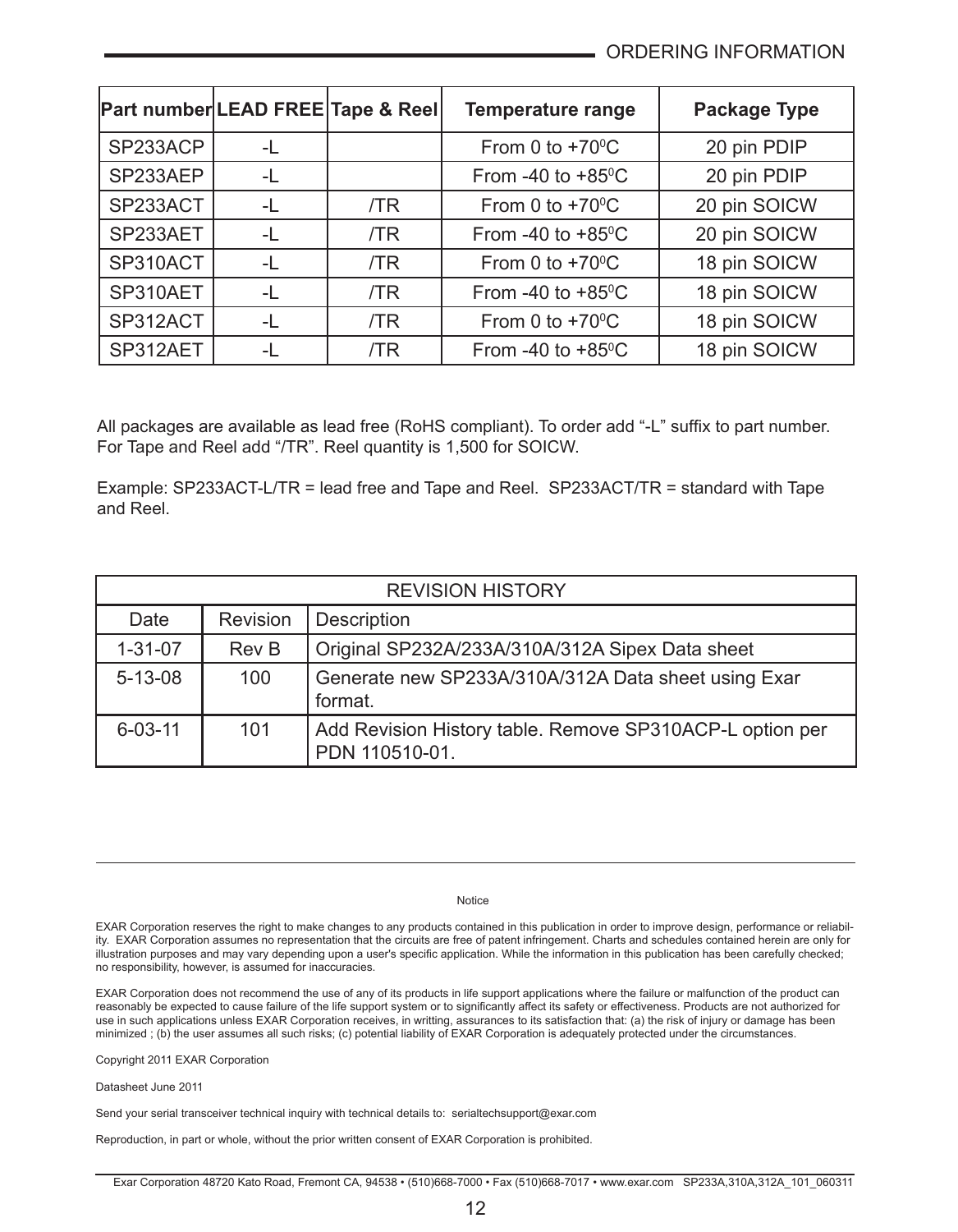## ORDERING INFORMATION

| Part number | LEAD FREE | Tape & Reel | Temperature range | Package Type |
|---|---|---|---|---|
| SP233ACP | -L | | From 0 to +70$^0$C | 20 pin PDIP |
| SP233AEP | -L | | From -40 to +85$^0$C | 20 pin PDIP |
| SP233ACT | -L | /TR | From 0 to +70$^0$C | 20 pin SOICW |
| SP233AET | -L | /TR | From -40 to +85$^0$C | 20 pin SOICW |
| SP310ACT | -L | /TR | From 0 to +70$^0$C | 18 pin SOICW |
| SP310AET | -L | /TR | From -40 to +85$^0$C | 18 pin SOICW |
| SP312ACT | -L | /TR | From 0 to +70$^0$C | 18 pin SOICW |
| SP312AET | -L | /TR | From -40 to +85$^0$C | 18 pin SOICW |

All packages are available as lead free (RoHS compliant). To order add "-L" suffix to part number. For Tape and Reel add "/TR". Reel quantity is 1,500 for SOICW.

Example: SP233ACT-L/TR = lead free and Tape and Reel. SP233ACT/TR = standard with Tape and Reel.

| REVISION HISTORY | | |
|---|---|---|
| Date | Revision | Description |
| 1-31-07 | Rev B | Original SP232A/233A/310A/312A Sipex Data sheet |
| 5-13-08 | 100 | Generate new SP233A/310A/312A Data sheet using Exar format. |
| 6-03-11 | 101 | Add Revision History table. Remove SP310ACP-L option per PDN 110510-01. |

Notice

EXAR Corporation reserves the right to make changes to any products contained in this publication in order to improve design, performance or reliability. EXAR Corporation assumes no representation that the circuits are free of patent infringement. Charts and schedules contained herein are only for illustration purposes and may vary depending upon a user's specific application. While the information in this publication has been carefully checked; no responsibility, however, is assumed for inaccuracies.

EXAR Corporation does not recommend the use of any of its products in life support applications where the failure or malfunction of the product can reasonably be expected to cause failure of the life support system or to significantly affect its safety or effectiveness. Products are not authorized for use in such applications unless EXAR Corporation receives, in writting, assurances to its satisfaction that: (a) the risk of injury or damage has been minimized ; (b) the user assumes all such risks; (c) potential liability of EXAR Corporation is adequately protected under the circumstances.

Copyright 2011 EXAR Corporation

Datasheet June 2011

Send your serial transceiver technical inquiry with technical details to: serialtechsupport@exar.com

Reproduction, in part or whole, without the prior written consent of EXAR Corporation is prohibited.

Exar Corporation 48720 Kato Road, Fremont CA, 94538 • (510)668-7000 • Fax (510)668-7017 • www.exar.com SP233A,310A,312A_101_060311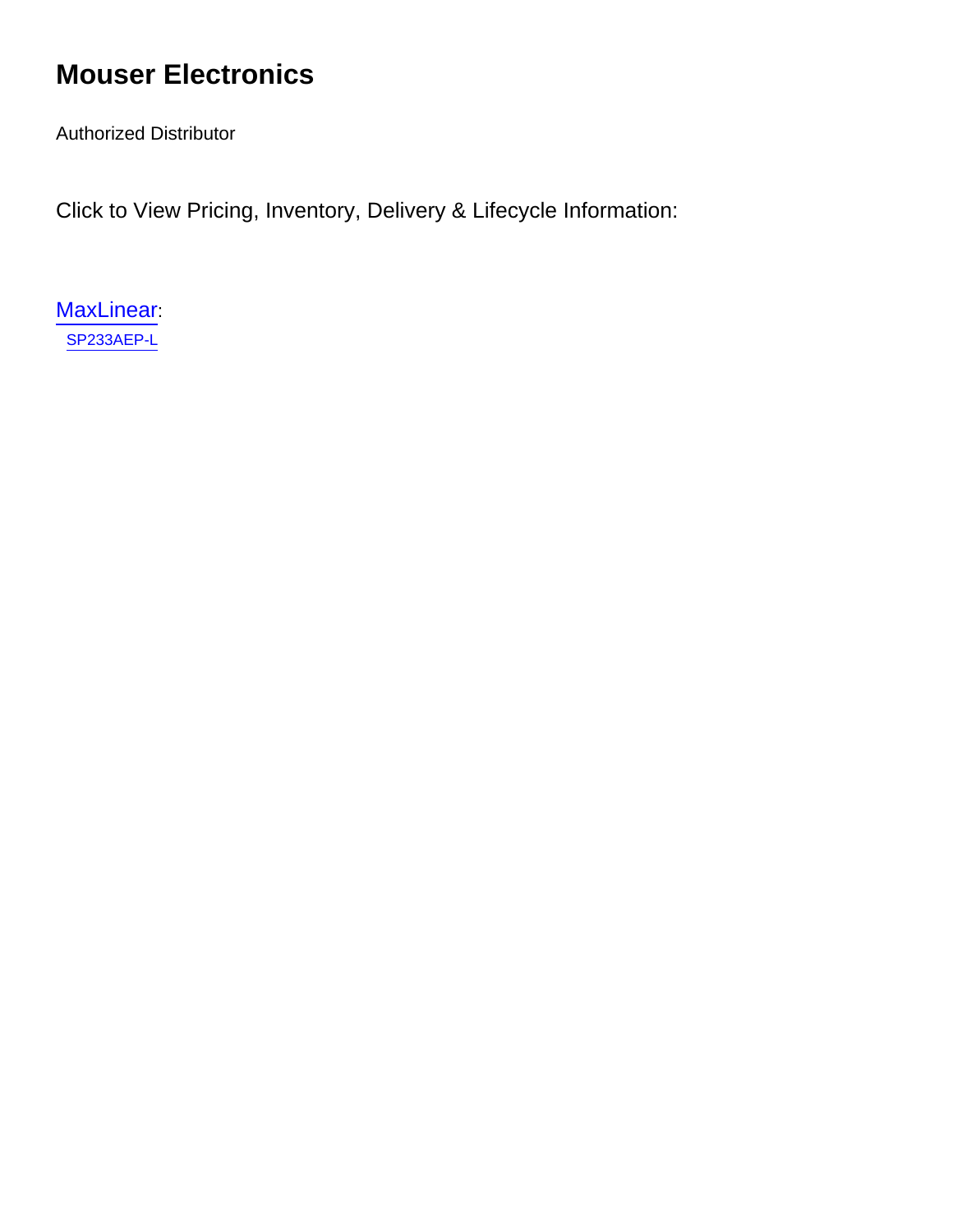# Mouser Electronics

Authorized Distributor

Click to View Pricing, Inventory, Delivery & Lifecycle Information:

MaxLinear:

SP233AEP-L